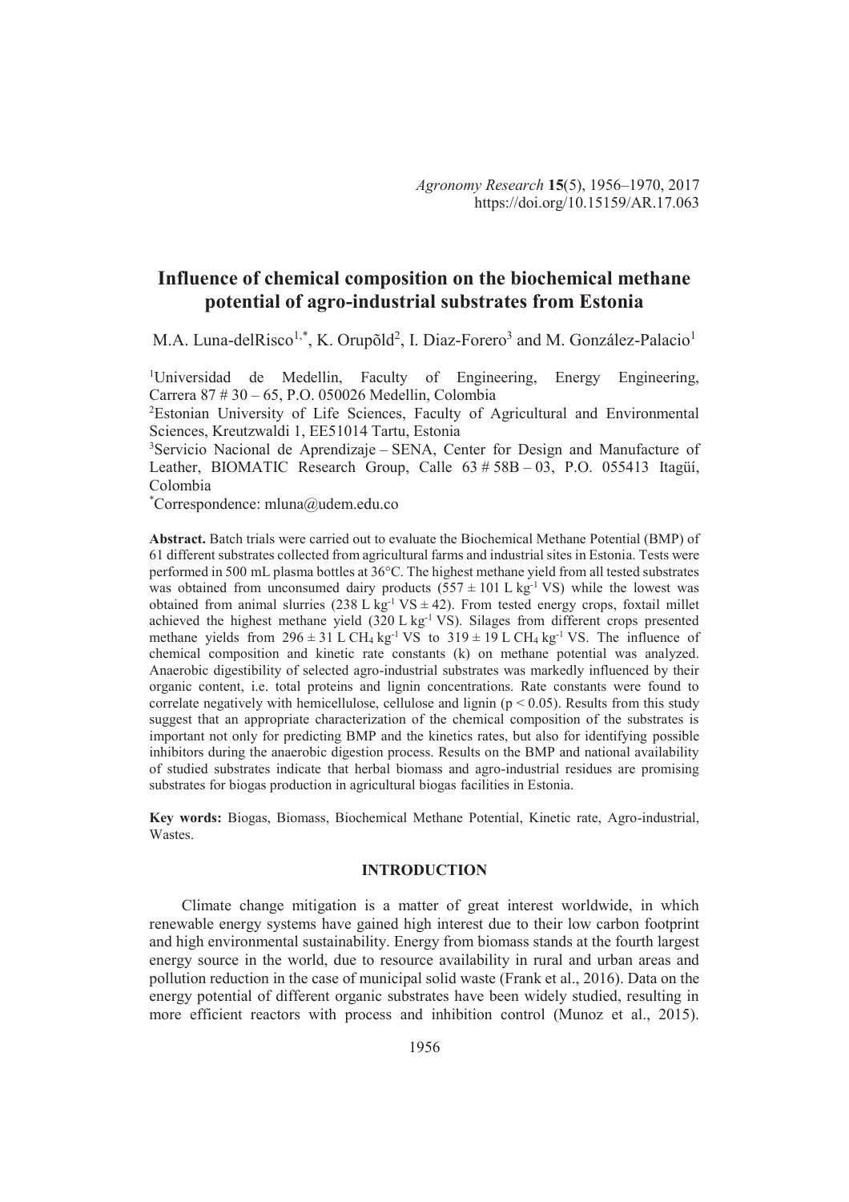# Influence of chemical composition on the biochemical methane potential of agro-industrial substrates from Estonia

M.A. Luna-delRisco[1,*], K. Orupõld[2], I. Diaz-Forero[3] and M. González-Palacio[1]

[1]Universidad de Medellin, Faculty of Engineering, Energy Engineering, Carrera 87 # 30 – 65, P.O. 050026 Medellin, Colombia

[2]Estonian University of Life Sciences, Faculty of Agricultural and Environmental Sciences, Kreutzwaldi 1, EE51014 Tartu, Estonia

[3]Servicio Nacional de Aprendizaje – SENA, Center for Design and Manufacture of Leather, BIOMATIC Research Group, Calle 63 # 58B – 03, P.O. 055413 Itagüí, Colombia

[*]Correspondence: mluna@udem.edu.co

**Abstract.** Batch trials were carried out to evaluate the Biochemical Methane Potential (BMP) of 61 different substrates collected from agricultural farms and industrial sites in Estonia. Tests were performed in 500 mL plasma bottles at 36°C. The highest methane yield from all tested substrates was obtained from unconsumed dairy products ($557 \pm 101$ L $kg^{-1}$ VS) while the lowest was obtained from animal slurries (238 L $kg^{-1}$ VS $\pm$ 42). From tested energy crops, foxtail millet achieved the highest methane yield (320 L $kg^{-1}$ VS). Silages from different crops presented methane yields from $296 \pm 31$ L $CH_4$ $kg^{-1}$ VS to $319 \pm 19$ L $CH_4$ $kg^{-1}$ VS. The influence of chemical composition and kinetic rate constants (k) on methane potential was analyzed. Anaerobic digestibility of selected agro-industrial substrates was markedly influenced by their organic content, i.e. total proteins and lignin concentrations. Rate constants were found to correlate negatively with hemicellulose, cellulose and lignin ($p < 0.05$). Results from this study suggest that an appropriate characterization of the chemical composition of the substrates is important not only for predicting BMP and the kinetics rates, but also for identifying possible inhibitors during the anaerobic digestion process. Results on the BMP and national availability of studied substrates indicate that herbal biomass and agro-industrial residues are promising substrates for biogas production in agricultural biogas facilities in Estonia.

**Key words:** Biogas, Biomass, Biochemical Methane Potential, Kinetic rate, Agro-industrial, Wastes.

## INTRODUCTION

Climate change mitigation is a matter of great interest worldwide, in which renewable energy systems have gained high interest due to their low carbon footprint and high environmental sustainability. Energy from biomass stands at the fourth largest energy source in the world, due to resource availability in rural and urban areas and pollution reduction in the case of municipal solid waste (Frank et al., 2016). Data on the energy potential of different organic substrates have been widely studied, resulting in more efficient reactors with process and inhibition control (Munoz et al., 2015).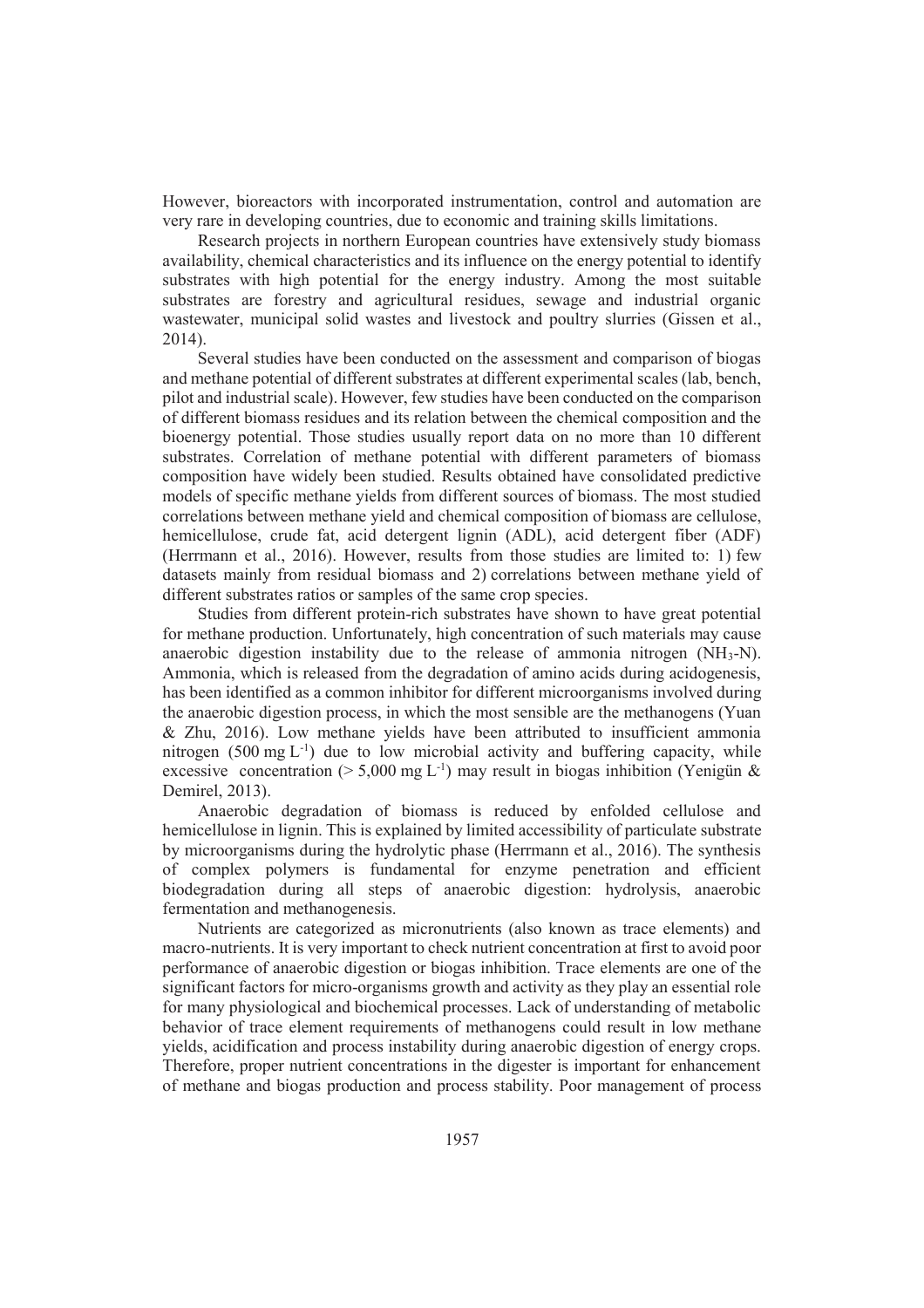However, bioreactors with incorporated instrumentation, control and automation are very rare in developing countries, due to economic and training skills limitations.

Research projects in northern European countries have extensively study biomass availability, chemical characteristics and its influence on the energy potential to identify substrates with high potential for the energy industry. Among the most suitable substrates are forestry and agricultural residues, sewage and industrial organic wastewater, municipal solid wastes and livestock and poultry slurries (Gissen et al., 2014).

Several studies have been conducted on the assessment and comparison of biogas and methane potential of different substrates at different experimental scales (lab, bench, pilot and industrial scale). However, few studies have been conducted on the comparison of different biomass residues and its relation between the chemical composition and the bioenergy potential. Those studies usually report data on no more than 10 different substrates. Correlation of methane potential with different parameters of biomass composition have widely been studied. Results obtained have consolidated predictive models of specific methane yields from different sources of biomass. The most studied correlations between methane yield and chemical composition of biomass are cellulose, hemicellulose, crude fat, acid detergent lignin (ADL), acid detergent fiber (ADF) (Herrmann et al., 2016). However, results from those studies are limited to: 1) few datasets mainly from residual biomass and 2) correlations between methane yield of different substrates ratios or samples of the same crop species.

Studies from different protein-rich substrates have shown to have great potential for methane production. Unfortunately, high concentration of such materials may cause anaerobic digestion instability due to the release of ammonia nitrogen ($NH_3$-N). Ammonia, which is released from the degradation of amino acids during acidogenesis, has been identified as a common inhibitor for different microorganisms involved during the anaerobic digestion process, in which the most sensible are the methanogens (Yuan & Zhu, 2016). Low methane yields have been attributed to insufficient ammonia nitrogen (500 mg $L^{-1}$) due to low microbial activity and buffering capacity, while excessive concentration (> 5,000 mg $L^{-1}$) may result in biogas inhibition (Yenigün & Demirel, 2013).

Anaerobic degradation of biomass is reduced by enfolded cellulose and hemicellulose in lignin. This is explained by limited accessibility of particulate substrate by microorganisms during the hydrolytic phase (Herrmann et al., 2016). The synthesis of complex polymers is fundamental for enzyme penetration and efficient biodegradation during all steps of anaerobic digestion: hydrolysis, anaerobic fermentation and methanogenesis.

Nutrients are categorized as micronutrients (also known as trace elements) and macro-nutrients. It is very important to check nutrient concentration at first to avoid poor performance of anaerobic digestion or biogas inhibition. Trace elements are one of the significant factors for micro-organisms growth and activity as they play an essential role for many physiological and biochemical processes. Lack of understanding of metabolic behavior of trace element requirements of methanogens could result in low methane yields, acidification and process instability during anaerobic digestion of energy crops. Therefore, proper nutrient concentrations in the digester is important for enhancement of methane and biogas production and process stability. Poor management of process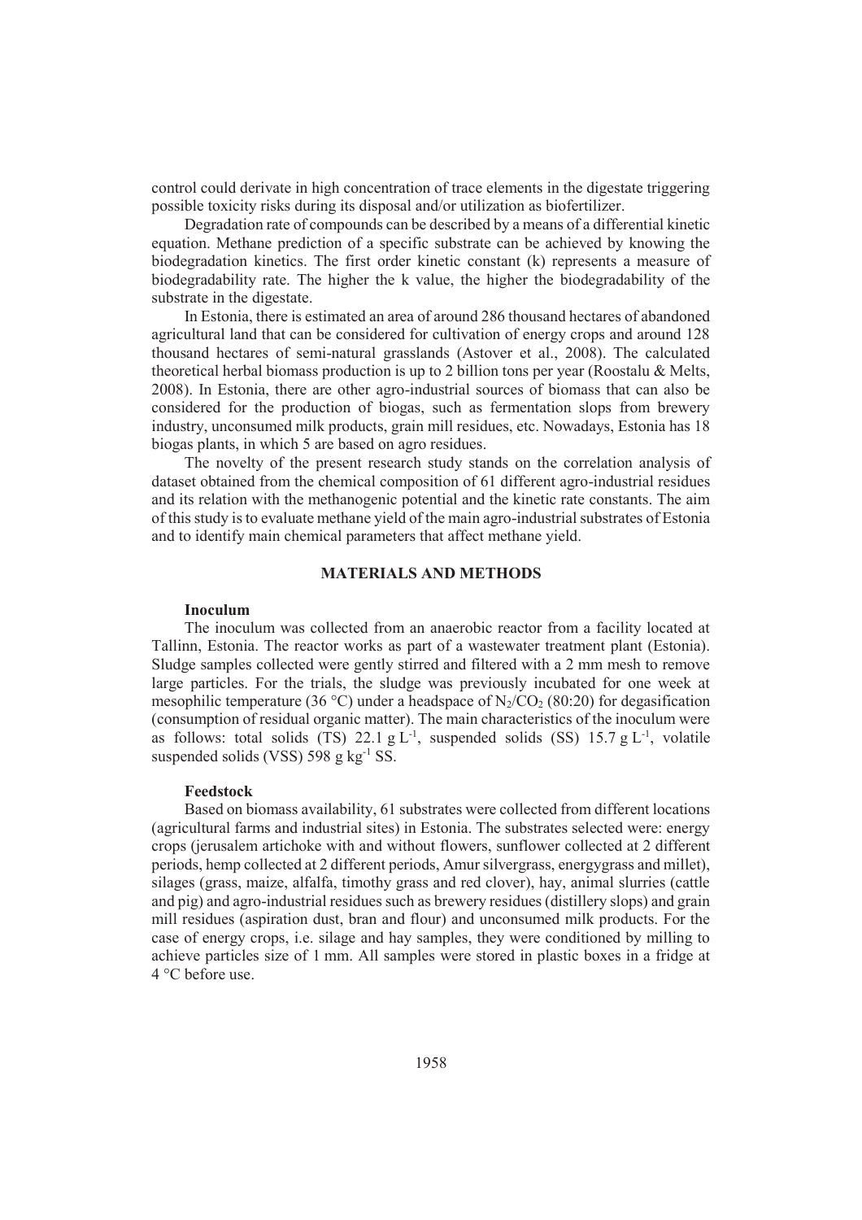control could derivate in high concentration of trace elements in the digestate triggering possible toxicity risks during its disposal and/or utilization as biofertilizer.

Degradation rate of compounds can be described by a means of a differential kinetic equation. Methane prediction of a specific substrate can be achieved by knowing the biodegradation kinetics. The first order kinetic constant (k) represents a measure of biodegradability rate. The higher the k value, the higher the biodegradability of the substrate in the digestate.

In Estonia, there is estimated an area of around 286 thousand hectares of abandoned agricultural land that can be considered for cultivation of energy crops and around 128 thousand hectares of semi-natural grasslands (Astover et al., 2008). The calculated theoretical herbal biomass production is up to 2 billion tons per year (Roostalu & Melts, 2008). In Estonia, there are other agro-industrial sources of biomass that can also be considered for the production of biogas, such as fermentation slops from brewery industry, unconsumed milk products, grain mill residues, etc. Nowadays, Estonia has 18 biogas plants, in which 5 are based on agro residues.

The novelty of the present research study stands on the correlation analysis of dataset obtained from the chemical composition of 61 different agro-industrial residues and its relation with the methanogenic potential and the kinetic rate constants. The aim of this study is to evaluate methane yield of the main agro-industrial substrates of Estonia and to identify main chemical parameters that affect methane yield.

## MATERIALS AND METHODS

### Inoculum

The inoculum was collected from an anaerobic reactor from a facility located at Tallinn, Estonia. The reactor works as part of a wastewater treatment plant (Estonia). Sludge samples collected were gently stirred and filtered with a 2 mm mesh to remove large particles. For the trials, the sludge was previously incubated for one week at mesophilic temperature (36 °C) under a headspace of $N_2/CO_2$ (80:20) for degasification (consumption of residual organic matter). The main characteristics of the inoculum were as follows: total solids (TS) 22.1 g $L^{-1}$, suspended solids (SS) 15.7 g $L^{-1}$, volatile suspended solids (VSS) 598 g $kg^{-1}$ SS.

### Feedstock

Based on biomass availability, 61 substrates were collected from different locations (agricultural farms and industrial sites) in Estonia. The substrates selected were: energy crops (jerusalem artichoke with and without flowers, sunflower collected at 2 different periods, hemp collected at 2 different periods, Amur silvergrass, energygrass and millet), silages (grass, maize, alfalfa, timothy grass and red clover), hay, animal slurries (cattle and pig) and agro-industrial residues such as brewery residues (distillery slops) and grain mill residues (aspiration dust, bran and flour) and unconsumed milk products. For the case of energy crops, i.e. silage and hay samples, they were conditioned by milling to achieve particles size of 1 mm. All samples were stored in plastic boxes in a fridge at 4 °C before use.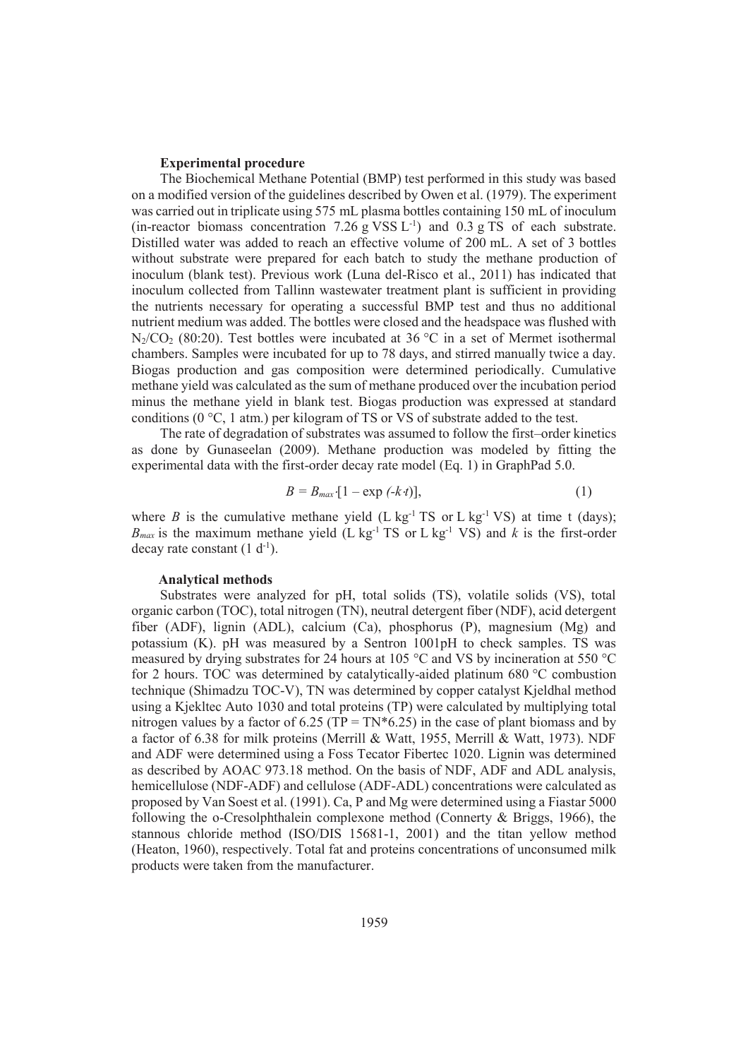**Experimental procedure**

The Biochemical Methane Potential (BMP) test performed in this study was based on a modified version of the guidelines described by Owen et al. (1979). The experiment was carried out in triplicate using 575 mL plasma bottles containing 150 mL of inoculum (in-reactor biomass concentration 7.26 g VSS $L^{-1}$) and 0.3 g TS of each substrate. Distilled water was added to reach an effective volume of 200 mL. A set of 3 bottles without substrate were prepared for each batch to study the methane production of inoculum (blank test). Previous work (Luna del-Risco et al., 2011) has indicated that inoculum collected from Tallinn wastewater treatment plant is sufficient in providing the nutrients necessary for operating a successful BMP test and thus no additional nutrient medium was added. The bottles were closed and the headspace was flushed with $N_2/CO_2$ (80:20). Test bottles were incubated at 36 °C in a set of Mermet isothermal chambers. Samples were incubated for up to 78 days, and stirred manually twice a day. Biogas production and gas composition were determined periodically. Cumulative methane yield was calculated as the sum of methane produced over the incubation period minus the methane yield in blank test. Biogas production was expressed at standard conditions (0 °C, 1 atm.) per kilogram of TS or VS of substrate added to the test.

The rate of degradation of substrates was assumed to follow the first–order kinetics as done by Gunaseelan (2009). Methane production was modeled by fitting the experimental data with the first-order decay rate model (Eq. 1) in GraphPad 5.0.

$$B = B_{max} \cdot [1 - \exp(-k \cdot t)], \tag{1}$$

where $B$ is the cumulative methane yield (L $kg^{-1}$ TS or L $kg^{-1}$ VS) at time t (days); $B_{max}$ is the maximum methane yield (L $kg^{-1}$ TS or L $kg^{-1}$ VS) and $k$ is the first-order decay rate constant (1 $d^{-1}$).

**Analytical methods**

Substrates were analyzed for pH, total solids (TS), volatile solids (VS), total organic carbon (TOC), total nitrogen (TN), neutral detergent fiber (NDF), acid detergent fiber (ADF), lignin (ADL), calcium (Ca), phosphorus (P), magnesium (Mg) and potassium (K). pH was measured by a Sentron 1001pH to check samples. TS was measured by drying substrates for 24 hours at 105 °C and VS by incineration at 550 °C for 2 hours. TOC was determined by catalytically-aided platinum 680 °C combustion technique (Shimadzu TOC-V), TN was determined by copper catalyst Kjeldhal method using a Kjekltec Auto 1030 and total proteins (TP) were calculated by multiplying total nitrogen values by a factor of 6.25 (TP = TN*6.25) in the case of plant biomass and by a factor of 6.38 for milk proteins (Merrill & Watt, 1955, Merrill & Watt, 1973). NDF and ADF were determined using a Foss Tecator Fibertec 1020. Lignin was determined as described by AOAC 973.18 method. On the basis of NDF, ADF and ADL analysis, hemicellulose (NDF-ADF) and cellulose (ADF-ADL) concentrations were calculated as proposed by Van Soest et al. (1991). Ca, P and Mg were determined using a Fiastar 5000 following the o-Cresolphthalein complexone method (Connerty & Briggs, 1966), the stannous chloride method (ISO/DIS 15681-1, 2001) and the titan yellow method (Heaton, 1960), respectively. Total fat and proteins concentrations of unconsumed milk products were taken from the manufacturer.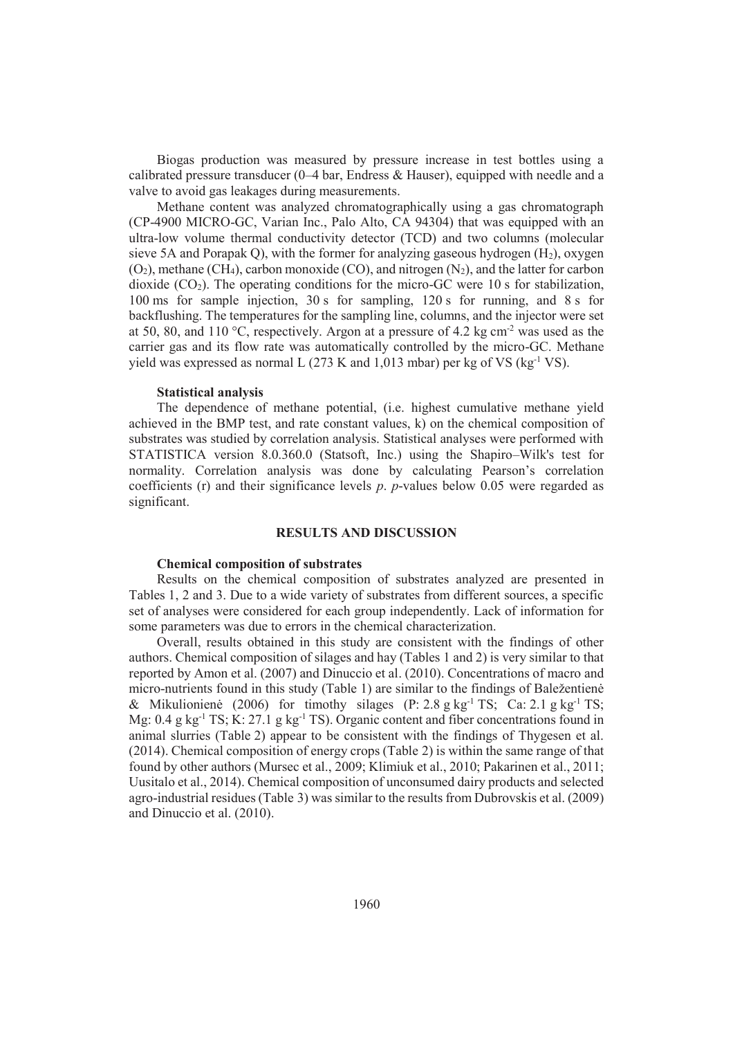Biogas production was measured by pressure increase in test bottles using a calibrated pressure transducer (0–4 bar, Endress & Hauser), equipped with needle and a valve to avoid gas leakages during measurements.

Methane content was analyzed chromatographically using a gas chromatograph (CP-4900 MICRO-GC, Varian Inc., Palo Alto, CA 94304) that was equipped with an ultra-low volume thermal conductivity detector (TCD) and two columns (molecular sieve 5A and Porapak Q), with the former for analyzing gaseous hydrogen ($H_2$), oxygen ($O_2$), methane ($CH_4$), carbon monoxide (CO), and nitrogen ($N_2$), and the latter for carbon dioxide ($CO_2$). The operating conditions for the micro-GC were 10 s for stabilization, 100 ms for sample injection, 30 s for sampling, 120 s for running, and 8 s for backflushing. The temperatures for the sampling line, columns, and the injector were set at 50, 80, and 110 °C, respectively. Argon at a pressure of 4.2 kg $cm^{-2}$ was used as the carrier gas and its flow rate was automatically controlled by the micro-GC. Methane yield was expressed as normal L (273 K and 1,013 mbar) per kg of VS ($kg^{-1}$ VS).

### Statistical analysis

The dependence of methane potential, (i.e. highest cumulative methane yield achieved in the BMP test, and rate constant values, k) on the chemical composition of substrates was studied by correlation analysis. Statistical analyses were performed with STATISTICA version 8.0.360.0 (Statsoft, Inc.) using the Shapiro–Wilk's test for normality. Correlation analysis was done by calculating Pearson's correlation coefficients (r) and their significance levels *p*. *p*-values below 0.05 were regarded as significant.

## RESULTS AND DISCUSSION

### Chemical composition of substrates

Results on the chemical composition of substrates analyzed are presented in Tables 1, 2 and 3. Due to a wide variety of substrates from different sources, a specific set of analyses were considered for each group independently. Lack of information for some parameters was due to errors in the chemical characterization.

Overall, results obtained in this study are consistent with the findings of other authors. Chemical composition of silages and hay (Tables 1 and 2) is very similar to that reported by Amon et al. (2007) and Dinuccio et al. (2010). Concentrations of macro and micro-nutrients found in this study (Table 1) are similar to the findings of Baležentienė & Mikulionienė (2006) for timothy silages (P: 2.8 g $kg^{-1}$ TS; Ca: 2.1 g $kg^{-1}$ TS; Mg: 0.4 g $kg^{-1}$ TS; K: 27.1 g $kg^{-1}$ TS). Organic content and fiber concentrations found in animal slurries (Table 2) appear to be consistent with the findings of Thygesen et al. (2014). Chemical composition of energy crops (Table 2) is within the same range of that found by other authors (Mursec et al., 2009; Klimiuk et al., 2010; Pakarinen et al., 2011; Uusitalo et al., 2014). Chemical composition of unconsumed dairy products and selected agro-industrial residues (Table 3) was similar to the results from Dubrovskis et al. (2009) and Dinuccio et al. (2010).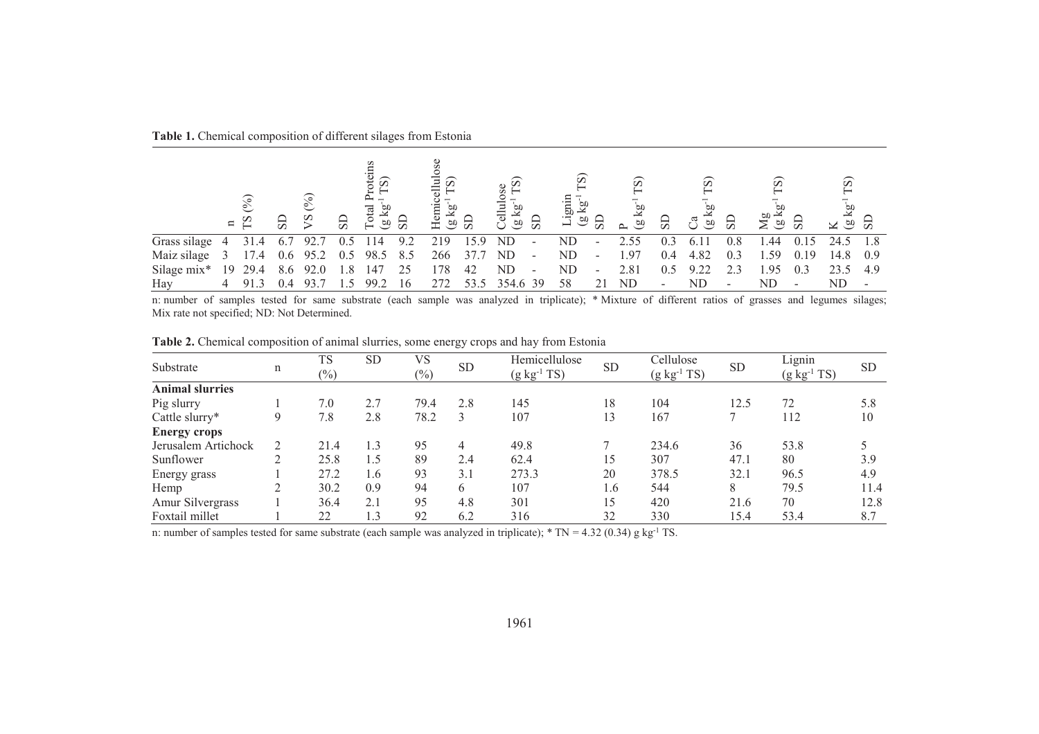**Table 1.** Chemical composition of different silages from Estonia

| | n | TS (%) | SD | VS (%) | SD | Total Proteins (g kg$^{-1}$ TS) | SD | Hemicellulose (g kg$^{-1}$ TS) | SD | Cellulose (g kg$^{-1}$ TS) | SD | Lignin (g kg$^{-1}$ TS) | SD | P (g kg$^{-1}$ TS) | SD | Ca (g kg$^{-1}$ TS) | SD | Mg (g kg$^{-1}$ TS) | SD | K (g kg$^{-1}$ TS) | SD |
|---|---|---|---|---|---|---|---|---|---|---|---|---|---|---|---|---|---|---|---|---|---|
| Grass silage | 4 | 31.4 | 6.7 | 92.7 | 0.5 | 114 | 9.2 | 219 | 15.9 | ND | - | ND | - | 2.55 | 0.3 | 6.11 | 0.8 | 1.44 | 0.15 | 24.5 | 1.8 |
| Maiz silage | 3 | 17.4 | 0.6 | 95.2 | 0.5 | 98.5 | 8.5 | 266 | 37.7 | ND | - | ND | - | 1.97 | 0.4 | 4.82 | 0.3 | 1.59 | 0.19 | 14.8 | 0.9 |
| Silage mix* | 19 | 29.4 | 8.6 | 92.0 | 1.8 | 147 | 25 | 178 | 42 | ND | - | ND | - | 2.81 | 0.5 | 9.22 | 2.3 | 1.95 | 0.3 | 23.5 | 4.9 |
| Hay | 4 | 91.3 | 0.4 | 93.7 | 1.5 | 99.2 | 16 | 272 | 53.5 | 354.6 | 39 | 58 | 21 | ND | - | ND | - | ND | - | ND | - |

n: number of samples tested for same substrate (each sample was analyzed in triplicate); * Mixture of different ratios of grasses and legumes silages; Mix rate not specified; ND: Not Determined.

**Table 2.** Chemical composition of animal slurries, some energy crops and hay from Estonia

| Substrate | n | TS (%) | SD | VS (%) | SD | Hemicellulose (g kg$^{-1}$ TS) | SD | Cellulose (g kg$^{-1}$ TS) | SD | Lignin (g kg$^{-1}$ TS) | SD |
|---|---|---|---|---|---|---|---|---|---|---|---|
| **Animal slurries** | | | | | | | | | | | |
| Pig slurry | 1 | 7.0 | 2.7 | 79.4 | 2.8 | 145 | 18 | 104 | 12.5 | 72 | 5.8 |
| Cattle slurry* | 9 | 7.8 | 2.8 | 78.2 | 3 | 107 | 13 | 167 | 7 | 112 | 10 |
| **Energy crops** | | | | | | | | | | | |
| Jerusalem Artichock | 2 | 21.4 | 1.3 | 95 | 4 | 49.8 | 7 | 234.6 | 36 | 53.8 | 5 |
| Sunflower | 2 | 25.8 | 1.5 | 89 | 2.4 | 62.4 | 15 | 307 | 47.1 | 80 | 3.9 |
| Energy grass | 1 | 27.2 | 1.6 | 93 | 3.1 | 273.3 | 20 | 378.5 | 32.1 | 96.5 | 4.9 |
| Hemp | 2 | 30.2 | 0.9 | 94 | 6 | 107 | 1.6 | 544 | 8 | 79.5 | 11.4 |
| Amur Silvergrass | 1 | 36.4 | 2.1 | 95 | 4.8 | 301 | 15 | 420 | 21.6 | 70 | 12.8 |
| Foxtail millet | 1 | 22 | 1.3 | 92 | 6.2 | 316 | 32 | 330 | 15.4 | 53.4 | 8.7 |

n: number of samples tested for same substrate (each sample was analyzed in triplicate); * TN = 4.32 (0.34) g kg$^{-1}$ TS.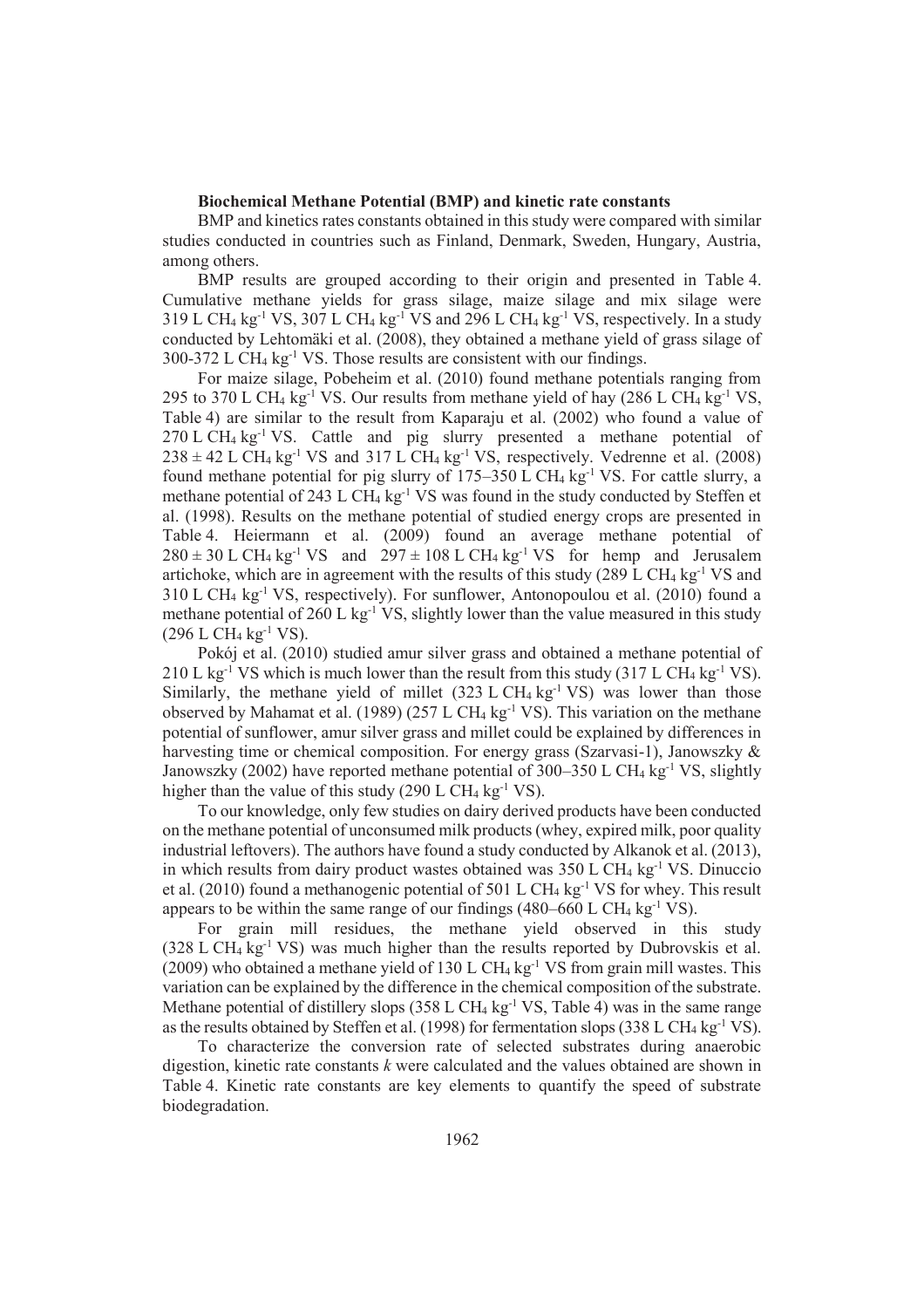**Biochemical Methane Potential (BMP) and kinetic rate constants**

BMP and kinetics rates constants obtained in this study were compared with similar studies conducted in countries such as Finland, Denmark, Sweden, Hungary, Austria, among others.

BMP results are grouped according to their origin and presented in Table 4. Cumulative methane yields for grass silage, maize silage and mix silage were 319 L $CH_4$ $kg^{-1}$ VS, 307 L $CH_4$ $kg^{-1}$ VS and 296 L $CH_4$ $kg^{-1}$ VS, respectively. In a study conducted by Lehtomäki et al. (2008), they obtained a methane yield of grass silage of 300-372 L $CH_4$ $kg^{-1}$ VS. Those results are consistent with our findings.

For maize silage, Pobeheim et al. (2010) found methane potentials ranging from 295 to 370 L $CH_4$ $kg^{-1}$ VS. Our results from methane yield of hay (286 L $CH_4$ $kg^{-1}$ VS, Table 4) are similar to the result from Kaparaju et al. (2002) who found a value of 270 L $CH_4$ $kg^{-1}$ VS. Cattle and pig slurry presented a methane potential of $238 \pm 42$ L $CH_4$ $kg^{-1}$ VS and 317 L $CH_4$ $kg^{-1}$ VS, respectively. Vedrenne et al. (2008) found methane potential for pig slurry of 175–350 L $CH_4$ $kg^{-1}$ VS. For cattle slurry, a methane potential of 243 L $CH_4$ $kg^{-1}$ VS was found in the study conducted by Steffen et al. (1998). Results on the methane potential of studied energy crops are presented in Table 4. Heiermann et al. (2009) found an average methane potential of $280 \pm 30$ L $CH_4$ $kg^{-1}$ VS and $297 \pm 108$ L $CH_4$ $kg^{-1}$ VS for hemp and Jerusalem artichoke, which are in agreement with the results of this study (289 L $CH_4$ $kg^{-1}$ VS and 310 L $CH_4$ $kg^{-1}$ VS, respectively). For sunflower, Antonopoulou et al. (2010) found a methane potential of 260 L $kg^{-1}$ VS, slightly lower than the value measured in this study (296 L $CH_4$ $kg^{-1}$ VS).

Pokój et al. (2010) studied amur silver grass and obtained a methane potential of 210 L $kg^{-1}$ VS which is much lower than the result from this study (317 L $CH_4$ $kg^{-1}$ VS). Similarly, the methane yield of millet (323 L $CH_4$ $kg^{-1}$ VS) was lower than those observed by Mahamat et al. (1989) (257 L $CH_4$ $kg^{-1}$ VS). This variation on the methane potential of sunflower, amur silver grass and millet could be explained by differences in harvesting time or chemical composition. For energy grass (Szarvasi-1), Janowszky & Janowszky (2002) have reported methane potential of 300–350 L $CH_4$ $kg^{-1}$ VS, slightly higher than the value of this study (290 L $CH_4$ $kg^{-1}$ VS).

To our knowledge, only few studies on dairy derived products have been conducted on the methane potential of unconsumed milk products (whey, expired milk, poor quality industrial leftovers). The authors have found a study conducted by Alkanok et al. (2013), in which results from dairy product wastes obtained was 350 L $CH_4$ $kg^{-1}$ VS. Dinuccio et al. (2010) found a methanogenic potential of 501 L $CH_4$ $kg^{-1}$ VS for whey. This result appears to be within the same range of our findings (480–660 L $CH_4$ $kg^{-1}$ VS).

For grain mill residues, the methane yield observed in this study (328 L $CH_4$ $kg^{-1}$ VS) was much higher than the results reported by Dubrovskis et al. (2009) who obtained a methane yield of 130 L $CH_4$ $kg^{-1}$ VS from grain mill wastes. This variation can be explained by the difference in the chemical composition of the substrate. Methane potential of distillery slops (358 L $CH_4$ $kg^{-1}$ VS, Table 4) was in the same range as the results obtained by Steffen et al. (1998) for fermentation slops (338 L $CH_4$ $kg^{-1}$ VS).

To characterize the conversion rate of selected substrates during anaerobic digestion, kinetic rate constants $k$ were calculated and the values obtained are shown in Table 4. Kinetic rate constants are key elements to quantify the speed of substrate biodegradation.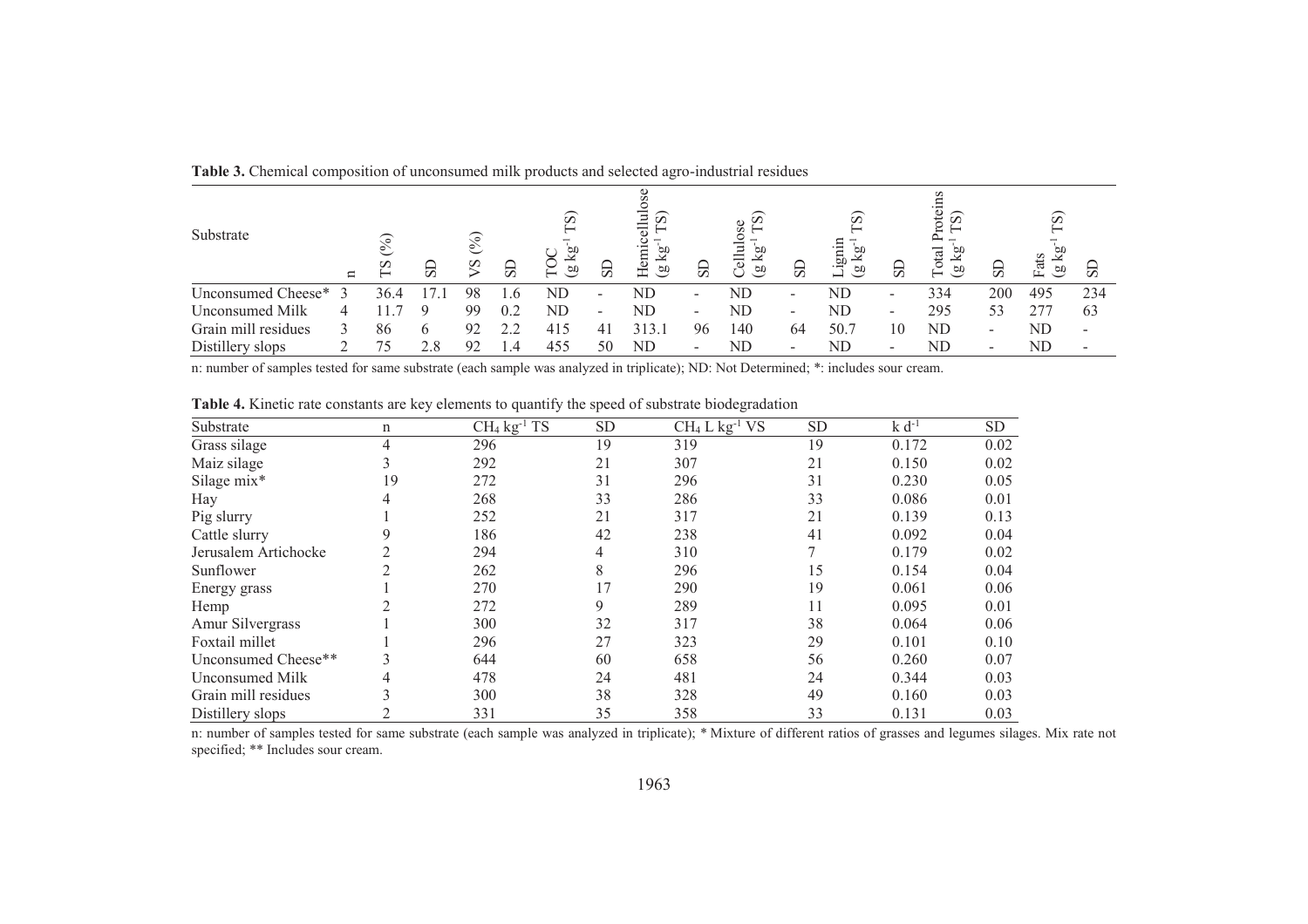**Table 3.** Chemical composition of unconsumed milk products and selected agro-industrial residues

| Substrate | n | TS (%) | SD | VS (%) | SD | TOC ($g\ kg^{-1}$ TS) | SD | Hemicellulose ($g\ kg^{-1}$ TS) | SD | Cellulose ($g\ kg^{-1}$ TS) | SD | Lignin ($g\ kg^{-1}$ TS) | SD | Total Proteins ($g\ kg^{-1}$ TS) | SD | Fats ($g\ kg^{-1}$ TS) | SD |
|---|---|---|---|---|---|---|---|---|---|---|---|---|---|---|---|---|---|
| Unconsumed Cheese* | 3 | 36.4 | 17.1 | 98 | 1.6 | ND | - | ND | - | ND | - | ND | - | 334 | 200 | 495 | 234 |
| Unconsumed Milk | 4 | 11.7 | 9 | 99 | 0.2 | ND | - | ND | - | ND | - | ND | - | 295 | 53 | 277 | 63 |
| Grain mill residues | 3 | 86 | 6 | 92 | 2.2 | 415 | 41 | 313.1 | 96 | 140 | 64 | 50.7 | 10 | ND | - | ND | - |
| Distillery slops | 2 | 75 | 2.8 | 92 | 1.4 | 455 | 50 | ND | - | ND | - | ND | - | ND | - | ND | - |

n: number of samples tested for same substrate (each sample was analyzed in triplicate); ND: Not Determined; *: includes sour cream.

**Table 4.** Kinetic rate constants are key elements to quantify the speed of substrate biodegradation

| Substrate | n | $CH_4\ kg^{-1}$ TS | SD | $CH_4\ L\ kg^{-1}$ VS | SD | $k\ d^{-1}$ | SD |
|---|---|---|---|---|---|---|---|
| Grass silage | 4 | 296 | 19 | 319 | 19 | 0.172 | 0.02 |
| Maiz silage | 3 | 292 | 21 | 307 | 21 | 0.150 | 0.02 |
| Silage mix* | 19 | 272 | 31 | 296 | 31 | 0.230 | 0.05 |
| Hay | 4 | 268 | 33 | 286 | 33 | 0.086 | 0.01 |
| Pig slurry | 1 | 252 | 21 | 317 | 21 | 0.139 | 0.13 |
| Cattle slurry | 9 | 186 | 42 | 238 | 41 | 0.092 | 0.04 |
| Jerusalem Artichocke | 2 | 294 | 4 | 310 | 7 | 0.179 | 0.02 |
| Sunflower | 2 | 262 | 8 | 296 | 15 | 0.154 | 0.04 |
| Energy grass | 1 | 270 | 17 | 290 | 19 | 0.061 | 0.06 |
| Hemp | 2 | 272 | 9 | 289 | 11 | 0.095 | 0.01 |
| Amur Silvergrass | 1 | 300 | 32 | 317 | 38 | 0.064 | 0.06 |
| Foxtail millet | 1 | 296 | 27 | 323 | 29 | 0.101 | 0.10 |
| Unconsumed Cheese** | 3 | 644 | 60 | 658 | 56 | 0.260 | 0.07 |
| Unconsumed Milk | 4 | 478 | 24 | 481 | 24 | 0.344 | 0.03 |
| Grain mill residues | 3 | 300 | 38 | 328 | 49 | 0.160 | 0.03 |
| Distillery slops | 2 | 331 | 35 | 358 | 33 | 0.131 | 0.03 |

n: number of samples tested for same substrate (each sample was analyzed in triplicate); * Mixture of different ratios of grasses and legumes silages. Mix rate not specified; ** Includes sour cream.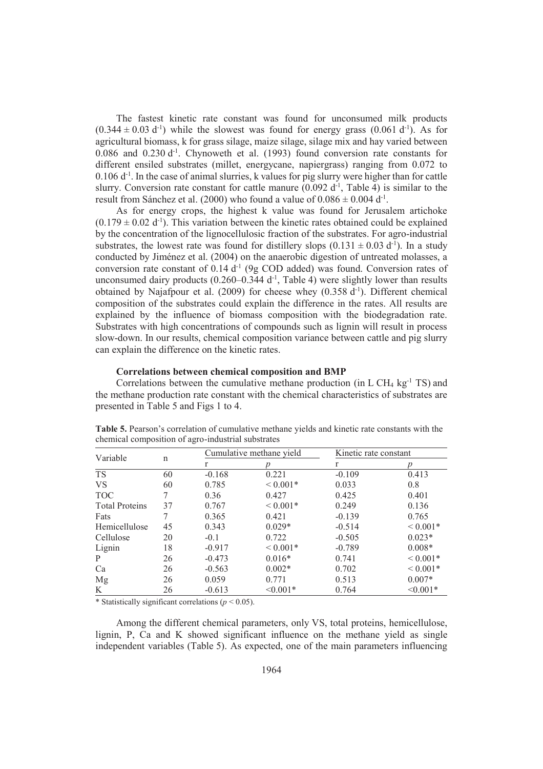The fastest kinetic rate constant was found for unconsumed milk products ($0.344 \pm 0.03$ $d^{-1}$) while the slowest was found for energy grass ($0.061$ $d^{-1}$). As for agricultural biomass, k for grass silage, maize silage, silage mix and hay varied between 0.086 and 0.230 $d^{-1}$. Chynoweth et al. (1993) found conversion rate constants for different ensiled substrates (millet, energycane, napiergrass) ranging from 0.072 to 0.106 $d^{-1}$. In the case of animal slurries, k values for pig slurry were higher than for cattle slurry. Conversion rate constant for cattle manure (0.092 $d^{-1}$, Table 4) is similar to the result from Sánchez et al. (2000) who found a value of $0.086 \pm 0.004$ $d^{-1}$.

As for energy crops, the highest k value was found for Jerusalem artichoke ($0.179 \pm 0.02$ $d^{-1}$). This variation between the kinetic rates obtained could be explained by the concentration of the lignocellulosic fraction of the substrates. For agro-industrial substrates, the lowest rate was found for distillery slops ($0.131 \pm 0.03$ $d^{-1}$). In a study conducted by Jiménez et al. (2004) on the anaerobic digestion of untreated molasses, a conversion rate constant of 0.14 $d^{-1}$ (9g COD added) was found. Conversion rates of unconsumed dairy products (0.260–0.344 $d^{-1}$, Table 4) were slightly lower than results obtained by Najafpour et al. (2009) for cheese whey (0.358 $d^{-1}$). Different chemical composition of the substrates could explain the difference in the rates. All results are explained by the influence of biomass composition with the biodegradation rate. Substrates with high concentrations of compounds such as lignin will result in process slow-down. In our results, chemical composition variance between cattle and pig slurry can explain the difference on the kinetic rates.

### Correlations between chemical composition and BMP

Correlations between the cumulative methane production (in L $CH_4$ $kg^{-1}$ TS) and the methane production rate constant with the chemical characteristics of substrates are presented in Table 5 and Figs 1 to 4.

**Table 5.** Pearson's correlation of cumulative methane yields and kinetic rate constants with the chemical composition of agro-industrial substrates

| Variable | n | Cumulative methane yield | | Kinetic rate constant | |
|---|---|---|---|---|---|
| | | r | *p* | r | *p* |
| TS | 60 | -0.168 | 0.221 | -0.109 | 0.413 |
| VS | 60 | 0.785 | < 0.001* | 0.033 | 0.8 |
| TOC | 7 | 0.36 | 0.427 | 0.425 | 0.401 |
| Total Proteins | 37 | 0.767 | < 0.001* | 0.249 | 0.136 |
| Fats | 7 | 0.365 | 0.421 | -0.139 | 0.765 |
| Hemicellulose | 45 | 0.343 | 0.029* | -0.514 | < 0.001* |
| Cellulose | 20 | -0.1 | 0.722 | -0.505 | 0.023* |
| Lignin | 18 | -0.917 | < 0.001* | -0.789 | 0.008* |
| P | 26 | -0.473 | 0.016* | 0.741 | < 0.001* |
| Ca | 26 | -0.563 | 0.002* | 0.702 | < 0.001* |
| Mg | 26 | 0.059 | 0.771 | 0.513 | 0.007* |
| K | 26 | -0.613 | <0.001* | 0.764 | <0.001* |

* Statistically significant correlations ($p < 0.05$).

Among the different chemical parameters, only VS, total proteins, hemicellulose, lignin, P, Ca and K showed significant influence on the methane yield as single independent variables (Table 5). As expected, one of the main parameters influencing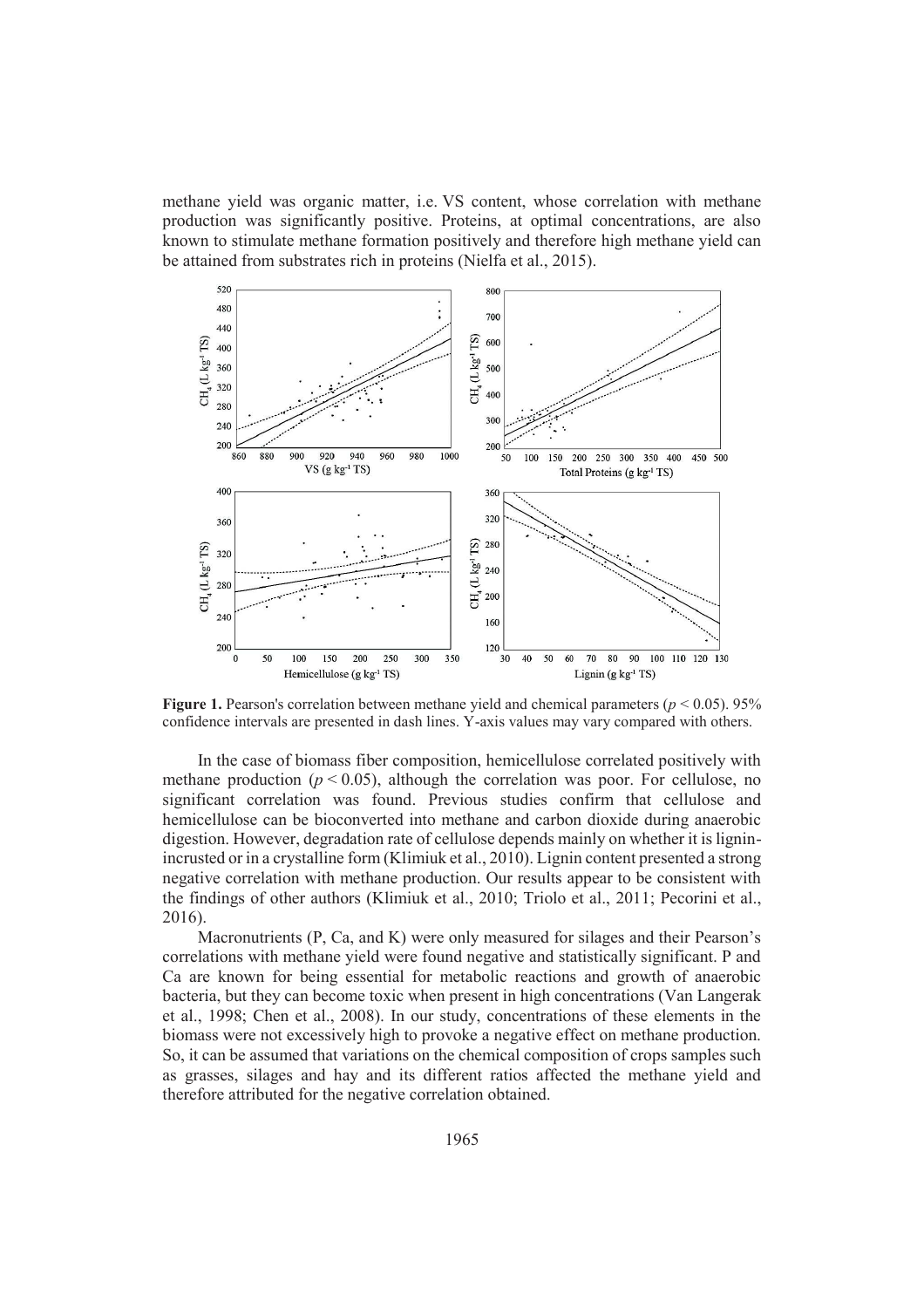methane yield was organic matter, i.e. VS content, whose correlation with methane production was significantly positive. Proteins, at optimal concentrations, are also known to stimulate methane formation positively and therefore high methane yield can be attained from substrates rich in proteins (Nielfa et al., 2015).

**Figure 1.** Pearson's correlation between methane yield and chemical parameters ($p < 0.05$). 95% confidence intervals are presented in dash lines. Y-axis values may vary compared with others.

In the case of biomass fiber composition, hemicellulose correlated positively with methane production ($p < 0.05$), although the correlation was poor. For cellulose, no significant correlation was found. Previous studies confirm that cellulose and hemicellulose can be bioconverted into methane and carbon dioxide during anaerobic digestion. However, degradation rate of cellulose depends mainly on whether it is lignin-incrusted or in a crystalline form (Klimiuk et al., 2010). Lignin content presented a strong negative correlation with methane production. Our results appear to be consistent with the findings of other authors (Klimiuk et al., 2010; Triolo et al., 2011; Pecorini et al., 2016).

Macronutrients (P, Ca, and K) were only measured for silages and their Pearson's correlations with methane yield were found negative and statistically significant. P and Ca are known for being essential for metabolic reactions and growth of anaerobic bacteria, but they can become toxic when present in high concentrations (Van Langerak et al., 1998; Chen et al., 2008). In our study, concentrations of these elements in the biomass were not excessively high to provoke a negative effect on methane production. So, it can be assumed that variations on the chemical composition of crops samples such as grasses, silages and hay and its different ratios affected the methane yield and therefore attributed for the negative correlation obtained.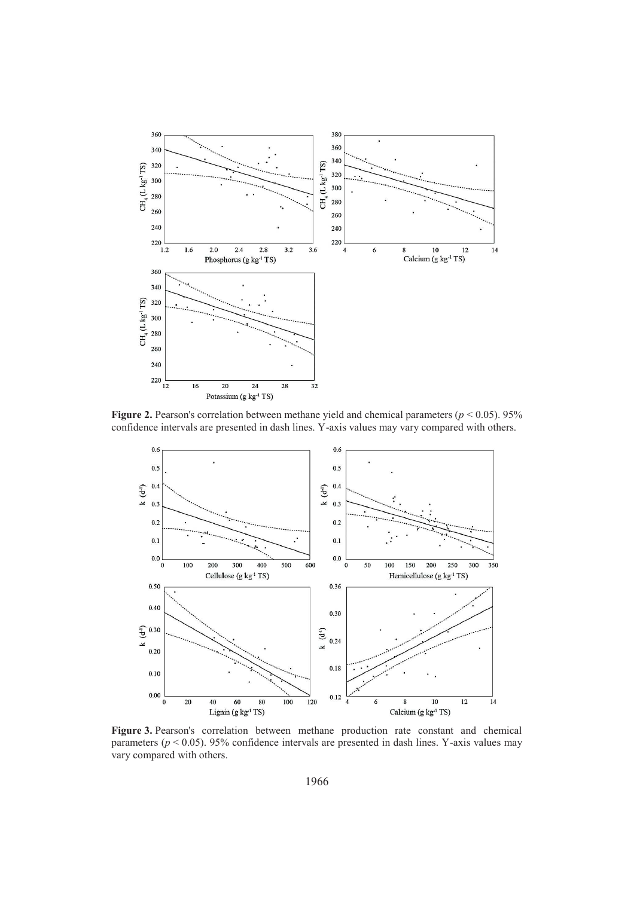**Figure 2.** Pearson's correlation between methane yield and chemical parameters ($p < 0.05$). 95% confidence intervals are presented in dash lines. Y-axis values may vary compared with others.

**Figure 3.** Pearson's correlation between methane production rate constant and chemical parameters ($p < 0.05$). 95% confidence intervals are presented in dash lines. Y-axis values may vary compared with others.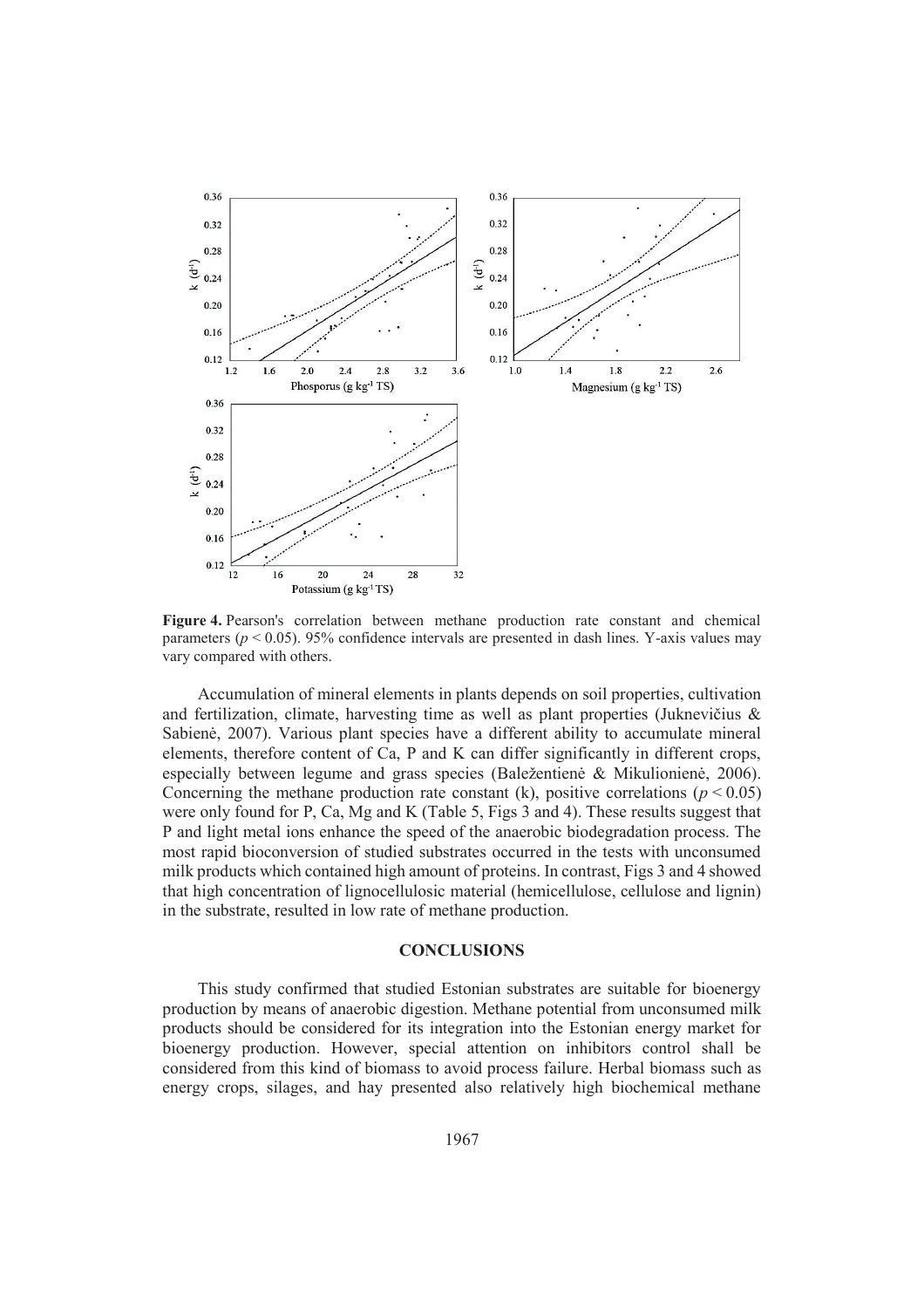**Figure 4.** Pearson's correlation between methane production rate constant and chemical parameters ($p < 0.05$). 95% confidence intervals are presented in dash lines. Y-axis values may vary compared with others.

Accumulation of mineral elements in plants depends on soil properties, cultivation and fertilization, climate, harvesting time as well as plant properties (Juknevičius & Sabienė, 2007). Various plant species have a different ability to accumulate mineral elements, therefore content of Ca, P and K can differ significantly in different crops, especially between legume and grass species (Baležentienė & Mikulionienė, 2006). Concerning the methane production rate constant (k), positive correlations ($p < 0.05$) were only found for P, Ca, Mg and K (Table 5, Figs 3 and 4). These results suggest that P and light metal ions enhance the speed of the anaerobic biodegradation process. The most rapid bioconversion of studied substrates occurred in the tests with unconsumed milk products which contained high amount of proteins. In contrast, Figs 3 and 4 showed that high concentration of lignocellulosic material (hemicellulose, cellulose and lignin) in the substrate, resulted in low rate of methane production.

## CONCLUSIONS

This study confirmed that studied Estonian substrates are suitable for bioenergy production by means of anaerobic digestion. Methane potential from unconsumed milk products should be considered for its integration into the Estonian energy market for bioenergy production. However, special attention on inhibitors control shall be considered from this kind of biomass to avoid process failure. Herbal biomass such as energy crops, silages, and hay presented also relatively high biochemical methane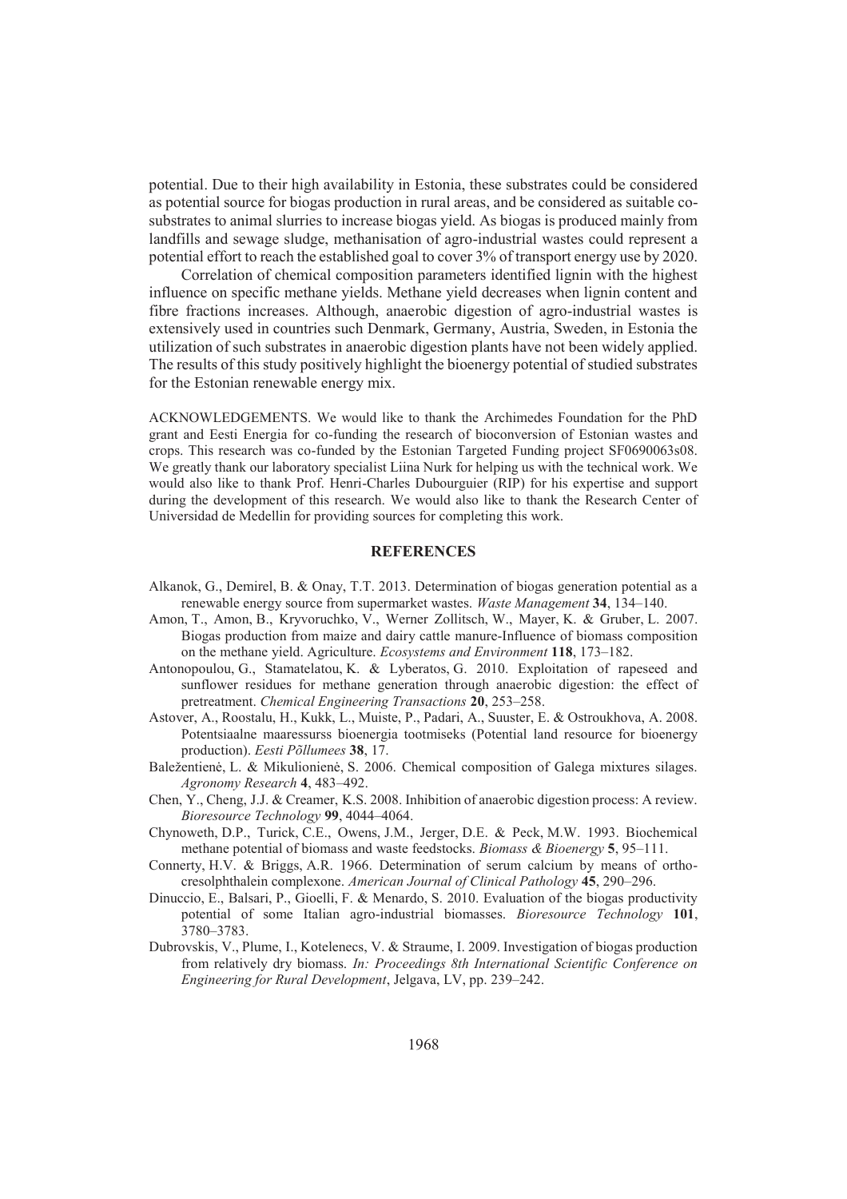potential. Due to their high availability in Estonia, these substrates could be considered as potential source for biogas production in rural areas, and be considered as suitable co-substrates to animal slurries to increase biogas yield. As biogas is produced mainly from landfills and sewage sludge, methanisation of agro-industrial wastes could represent a potential effort to reach the established goal to cover 3% of transport energy use by 2020.

Correlation of chemical composition parameters identified lignin with the highest influence on specific methane yields. Methane yield decreases when lignin content and fibre fractions increases. Although, anaerobic digestion of agro-industrial wastes is extensively used in countries such Denmark, Germany, Austria, Sweden, in Estonia the utilization of such substrates in anaerobic digestion plants have not been widely applied. The results of this study positively highlight the bioenergy potential of studied substrates for the Estonian renewable energy mix.

ACKNOWLEDGEMENTS. We would like to thank the Archimedes Foundation for the PhD grant and Eesti Energia for co-funding the research of bioconversion of Estonian wastes and crops. This research was co-funded by the Estonian Targeted Funding project SF0690063s08. We greatly thank our laboratory specialist Liina Nurk for helping us with the technical work. We would also like to thank Prof. Henri-Charles Dubourguier (RIP) for his expertise and support during the development of this research. We would also like to thank the Research Center of Universidad de Medellin for providing sources for completing this work.

## REFERENCES

Alkanok, G., Demirel, B. & Onay, T.T. 2013. Determination of biogas generation potential as a renewable energy source from supermarket wastes. *Waste Management* **34**, 134–140.

Amon, T., Amon, B., Kryvoruchko, V., Werner Zollitsch, W., Mayer, K. & Gruber, L. 2007. Biogas production from maize and dairy cattle manure-Influence of biomass composition on the methane yield. Agriculture. *Ecosystems and Environment* **118**, 173–182.

Antonopoulou, G., Stamatelatou, K. & Lyberatos, G. 2010. Exploitation of rapeseed and sunflower residues for methane generation through anaerobic digestion: the effect of pretreatment. *Chemical Engineering Transactions* **20**, 253–258.

Astover, A., Roostalu, H., Kukk, L., Muiste, P., Padari, A., Suuster, E. & Ostroukhova, A. 2008. Potentsiaalne maaressurss bioenergia tootmiseks (Potential land resource for bioenergy production). *Eesti Põllumees* **38**, 17.

Baležentienė, L. & Mikulionienė, S. 2006. Chemical composition of Galega mixtures silages. *Agronomy Research* **4**, 483–492.

Chen, Y., Cheng, J.J. & Creamer, K.S. 2008. Inhibition of anaerobic digestion process: A review. *Bioresource Technology* **99**, 4044–4064.

Chynoweth, D.P., Turick, C.E., Owens, J.M., Jerger, D.E. & Peck, M.W. 1993. Biochemical methane potential of biomass and waste feedstocks. *Biomass & Bioenergy* **5**, 95–111.

Connerty, H.V. & Briggs, A.R. 1966. Determination of serum calcium by means of ortho-cresolphthalein complexone. *American Journal of Clinical Pathology* **45**, 290–296.

Dinuccio, E., Balsari, P., Gioelli, F. & Menardo, S. 2010. Evaluation of the biogas productivity potential of some Italian agro-industrial biomasses. *Bioresource Technology* **101**, 3780–3783.

Dubrovskis, V., Plume, I., Kotelenecs, V. & Straume, I. 2009. Investigation of biogas production from relatively dry biomass. *In: Proceedings 8th International Scientific Conference on Engineering for Rural Development*, Jelgava, LV, pp. 239–242.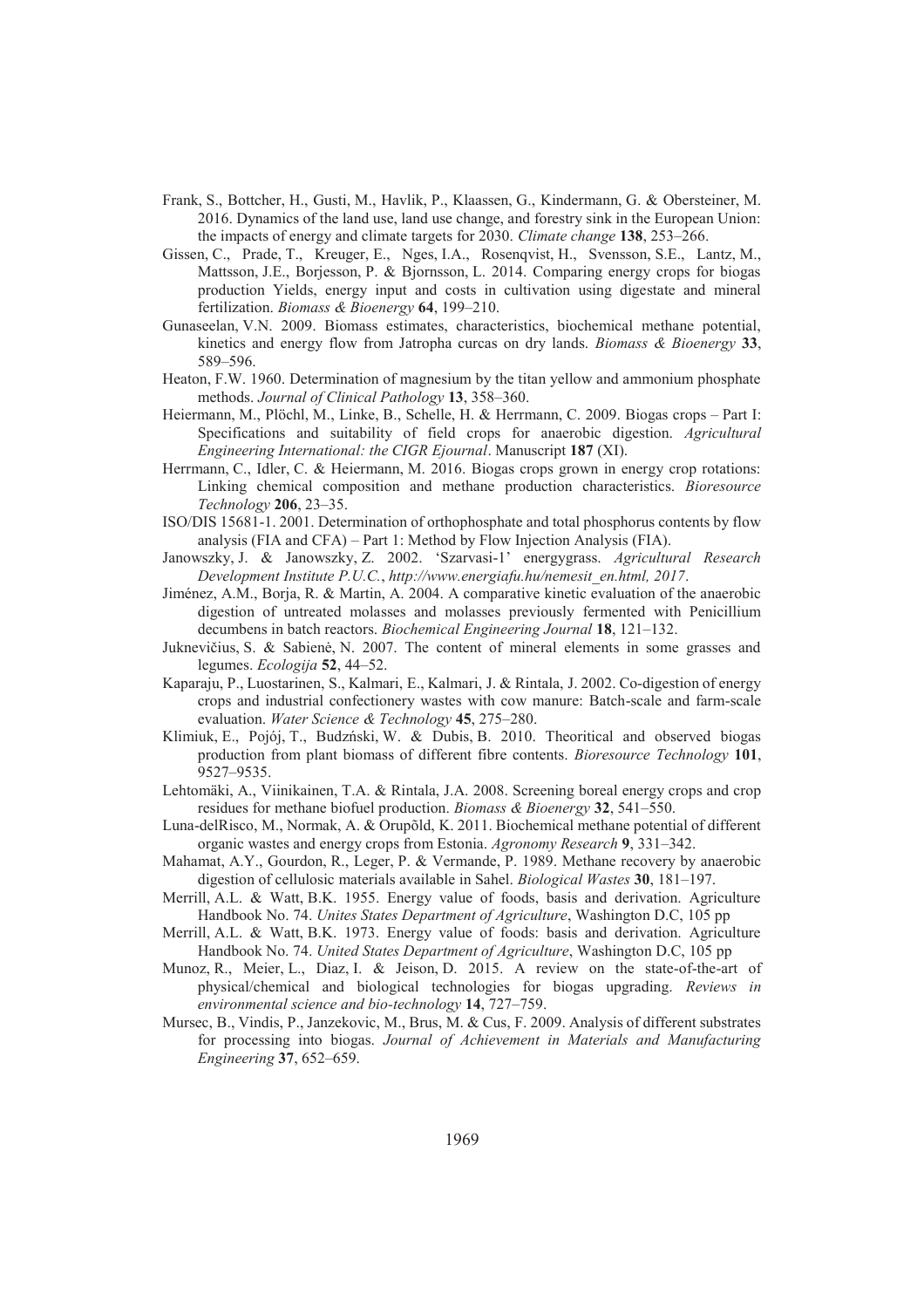Frank, S., Bottcher, H., Gusti, M., Havlik, P., Klaassen, G., Kindermann, G. & Obersteiner, M. 2016. Dynamics of the land use, land use change, and forestry sink in the European Union: the impacts of energy and climate targets for 2030. *Climate change* **138**, 253–266.

Gissen, C., Prade, T., Kreuger, E., Nges, I.A., Rosenqvist, H., Svensson, S.E., Lantz, M., Mattsson, J.E., Borjesson, P. & Bjornsson, L. 2014. Comparing energy crops for biogas production Yields, energy input and costs in cultivation using digestate and mineral fertilization. *Biomass & Bioenergy* **64**, 199–210.

Gunaseelan, V.N. 2009. Biomass estimates, characteristics, biochemical methane potential, kinetics and energy flow from Jatropha curcas on dry lands. *Biomass & Bioenergy* **33**, 589–596.

Heaton, F.W. 1960. Determination of magnesium by the titan yellow and ammonium phosphate methods. *Journal of Clinical Pathology* **13**, 358–360.

Heiermann, M., Plöchl, M., Linke, B., Schelle, H. & Herrmann, C. 2009. Biogas crops – Part I: Specifications and suitability of field crops for anaerobic digestion. *Agricultural Engineering International: the CIGR Ejournal*. Manuscript **187** (XI).

Herrmann, C., Idler, C. & Heiermann, M. 2016. Biogas crops grown in energy crop rotations: Linking chemical composition and methane production characteristics. *Bioresource Technology* **206**, 23–35.

ISO/DIS 15681-1. 2001. Determination of orthophosphate and total phosphorus contents by flow analysis (FIA and CFA) – Part 1: Method by Flow Injection Analysis (FIA).

Janowszky, J. & Janowszky, Z. 2002. 'Szarvasi-1' energygrass. *Agricultural Research Development Institute P.U.C.*, *http://www.energiafu.hu/nemesit_en.html, 2017*.

Jiménez, A.M., Borja, R. & Martin, A. 2004. A comparative kinetic evaluation of the anaerobic digestion of untreated molasses and molasses previously fermented with Penicillium decumbens in batch reactors. *Biochemical Engineering Journal* **18**, 121–132.

Juknevičius, S. & Sabienė, N. 2007. The content of mineral elements in some grasses and legumes. *Ecologija* **52**, 44–52.

Kaparaju, P., Luostarinen, S., Kalmari, E., Kalmari, J. & Rintala, J. 2002. Co-digestion of energy crops and industrial confectionery wastes with cow manure: Batch-scale and farm-scale evaluation. *Water Science & Technology* **45**, 275–280.

Klimiuk, E., Pojój, T., Budzński, W. & Dubis, B. 2010. Theoritical and observed biogas production from plant biomass of different fibre contents. *Bioresource Technology* **101**, 9527–9535.

Lehtomäki, A., Viinikainen, T.A. & Rintala, J.A. 2008. Screening boreal energy crops and crop residues for methane biofuel production. *Biomass & Bioenergy* **32**, 541–550.

Luna-delRisco, M., Normak, A. & Orupõld, K. 2011. Biochemical methane potential of different organic wastes and energy crops from Estonia. *Agronomy Research* **9**, 331–342.

Mahamat, A.Y., Gourdon, R., Leger, P. & Vermande, P. 1989. Methane recovery by anaerobic digestion of cellulosic materials available in Sahel. *Biological Wastes* **30**, 181–197.

Merrill, A.L. & Watt, B.K. 1955. Energy value of foods, basis and derivation. Agriculture Handbook No. 74. *Unites States Department of Agriculture*, Washington D.C, 105 pp

Merrill, A.L. & Watt, B.K. 1973. Energy value of foods: basis and derivation. Agriculture Handbook No. 74. *United States Department of Agriculture*, Washington D.C, 105 pp

Munoz, R., Meier, L., Diaz, I. & Jeison, D. 2015. A review on the state-of-the-art of physical/chemical and biological technologies for biogas upgrading. *Reviews in environmental science and bio-technology* **14**, 727–759.

Mursec, B., Vindis, P., Janzekovic, M., Brus, M. & Cus, F. 2009. Analysis of different substrates for processing into biogas. *Journal of Achievement in Materials and Manufacturing Engineering* **37**, 652–659.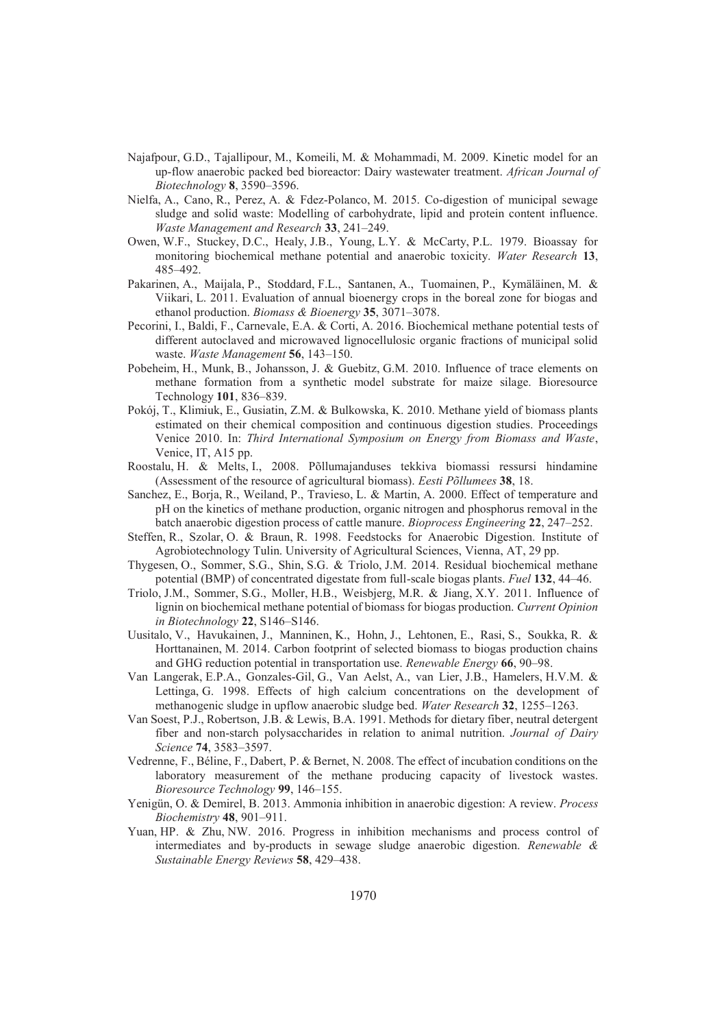Najafpour, G.D., Tajallipour, M., Komeili, M. & Mohammadi, M. 2009. Kinetic model for an up-flow anaerobic packed bed bioreactor: Dairy wastewater treatment. *African Journal of Biotechnology* **8**, 3590–3596.

Nielfa, A., Cano, R., Perez, A. & Fdez-Polanco, M. 2015. Co-digestion of municipal sewage sludge and solid waste: Modelling of carbohydrate, lipid and protein content influence. *Waste Management and Research* **33**, 241–249.

Owen, W.F., Stuckey, D.C., Healy, J.B., Young, L.Y. & McCarty, P.L. 1979. Bioassay for monitoring biochemical methane potential and anaerobic toxicity. *Water Research* **13**, 485–492.

Pakarinen, A., Maijala, P., Stoddard, F.L., Santanen, A., Tuomainen, P., Kymäläinen, M. & Viikari, L. 2011. Evaluation of annual bioenergy crops in the boreal zone for biogas and ethanol production. *Biomass & Bioenergy* **35**, 3071–3078.

Pecorini, I., Baldi, F., Carnevale, E.A. & Corti, A. 2016. Biochemical methane potential tests of different autoclaved and microwaved lignocellulosic organic fractions of municipal solid waste. *Waste Management* **56**, 143–150.

Pobeheim, H., Munk, B., Johansson, J. & Guebitz, G.M. 2010. Influence of trace elements on methane formation from a synthetic model substrate for maize silage. Bioresource Technology **101**, 836–839.

Pokój, T., Klimiuk, E., Gusiatin, Z.M. & Bulkowska, K. 2010. Methane yield of biomass plants estimated on their chemical composition and continuous digestion studies. Proceedings Venice 2010. In: *Third International Symposium on Energy from Biomass and Waste*, Venice, IT, A15 pp.

Roostalu, H. & Melts, I., 2008. Põllumajanduses tekkiva biomassi ressursi hindamine (Assessment of the resource of agricultural biomass). *Eesti Põllumees* **38**, 18.

Sanchez, E., Borja, R., Weiland, P., Travieso, L. & Martin, A. 2000. Effect of temperature and pH on the kinetics of methane production, organic nitrogen and phosphorus removal in the batch anaerobic digestion process of cattle manure. *Bioprocess Engineering* **22**, 247–252.

Steffen, R., Szolar, O. & Braun, R. 1998. Feedstocks for Anaerobic Digestion. Institute of Agrobiotechnology Tulin. University of Agricultural Sciences, Vienna, AT, 29 pp.

Thygesen, O., Sommer, S.G., Shin, S.G. & Triolo, J.M. 2014. Residual biochemical methane potential (BMP) of concentrated digestate from full-scale biogas plants. *Fuel* **132**, 44–46.

Triolo, J.M., Sommer, S.G., Moller, H.B., Weisbjerg, M.R. & Jiang, X.Y. 2011. Influence of lignin on biochemical methane potential of biomass for biogas production. *Current Opinion in Biotechnology* **22**, S146–S146.

Uusitalo, V., Havukainen, J., Manninen, K., Hohn, J., Lehtonen, E., Rasi, S., Soukka, R. & Horttanainen, M. 2014. Carbon footprint of selected biomass to biogas production chains and GHG reduction potential in transportation use. *Renewable Energy* **66**, 90–98.

Van Langerak, E.P.A., Gonzales-Gil, G., Van Aelst, A., van Lier, J.B., Hamelers, H.V.M. & Lettinga, G. 1998. Effects of high calcium concentrations on the development of methanogenic sludge in upflow anaerobic sludge bed. *Water Research* **32**, 1255–1263.

Van Soest, P.J., Robertson, J.B. & Lewis, B.A. 1991. Methods for dietary fiber, neutral detergent fiber and non-starch polysaccharides in relation to animal nutrition. *Journal of Dairy Science* **74**, 3583–3597.

Vedrenne, F., Béline, F., Dabert, P. & Bernet, N. 2008. The effect of incubation conditions on the laboratory measurement of the methane producing capacity of livestock wastes. *Bioresource Technology* **99**, 146–155.

Yenigün, O. & Demirel, B. 2013. Ammonia inhibition in anaerobic digestion: A review. *Process Biochemistry* **48**, 901–911.

Yuan, HP. & Zhu, NW. 2016. Progress in inhibition mechanisms and process control of intermediates and by-products in sewage sludge anaerobic digestion. *Renewable & Sustainable Energy Reviews* **58**, 429–438.